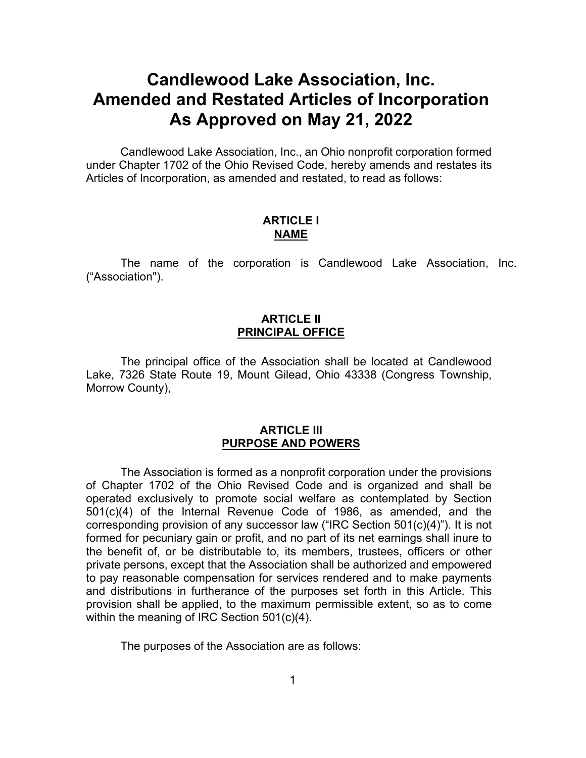# Candlewood Lake Association, Inc.
# Amended and Restated Articles of Incorporation
# As Approved on May 21, 2022

Candlewood Lake Association, Inc., an Ohio nonprofit corporation formed under Chapter 1702 of the Ohio Revised Code, hereby amends and restates its Articles of Incorporation, as amended and restated, to read as follows:

## ARTICLE I
## NAME

The name of the corporation is Candlewood Lake Association, Inc. ("Association").

## ARTICLE II
## PRINCIPAL OFFICE

The principal office of the Association shall be located at Candlewood Lake, 7326 State Route 19, Mount Gilead, Ohio 43338 (Congress Township, Morrow County),

## ARTICLE III
## PURPOSE AND POWERS

The Association is formed as a nonprofit corporation under the provisions of Chapter 1702 of the Ohio Revised Code and is organized and shall be operated exclusively to promote social welfare as contemplated by Section 501(c)(4) of the Internal Revenue Code of 1986, as amended, and the corresponding provision of any successor law ("IRC Section 501(c)(4)"). It is not formed for pecuniary gain or profit, and no part of its net earnings shall inure to the benefit of, or be distributable to, its members, trustees, officers or other private persons, except that the Association shall be authorized and empowered to pay reasonable compensation for services rendered and to make payments and distributions in furtherance of the purposes set forth in this Article. This provision shall be applied, to the maximum permissible extent, so as to come within the meaning of IRC Section 501(c)(4).

The purposes of the Association are as follows: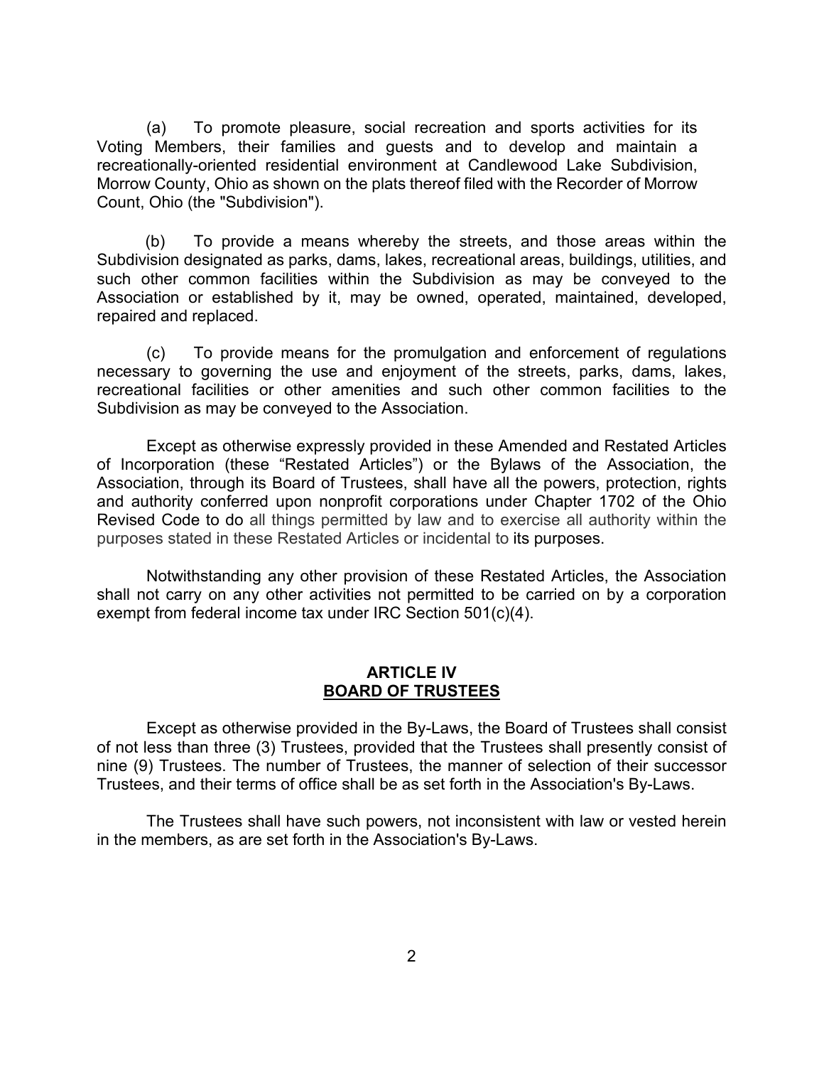(a) To promote pleasure, social recreation and sports activities for its Voting Members, their families and guests and to develop and maintain a recreationally-oriented residential environment at Candlewood Lake Subdivision, Morrow County, Ohio as shown on the plats thereof filed with the Recorder of Morrow Count, Ohio (the "Subdivision").

(b) To provide a means whereby the streets, and those areas within the Subdivision designated as parks, dams, lakes, recreational areas, buildings, utilities, and such other common facilities within the Subdivision as may be conveyed to the Association or established by it, may be owned, operated, maintained, developed, repaired and replaced.

(c) To provide means for the promulgation and enforcement of regulations necessary to governing the use and enjoyment of the streets, parks, dams, lakes, recreational facilities or other amenities and such other common facilities to the Subdivision as may be conveyed to the Association.

Except as otherwise expressly provided in these Amended and Restated Articles of Incorporation (these "Restated Articles") or the Bylaws of the Association, the Association, through its Board of Trustees, shall have all the powers, protection, rights and authority conferred upon nonprofit corporations under Chapter 1702 of the Ohio Revised Code to do all things permitted by law and to exercise all authority within the purposes stated in these Restated Articles or incidental to its purposes.

Notwithstanding any other provision of these Restated Articles, the Association shall not carry on any other activities not permitted to be carried on by a corporation exempt from federal income tax under IRC Section 501(c)(4).

## ARTICLE IV
## BOARD OF TRUSTEES

Except as otherwise provided in the By-Laws, the Board of Trustees shall consist of not less than three (3) Trustees, provided that the Trustees shall presently consist of nine (9) Trustees. The number of Trustees, the manner of selection of their successor Trustees, and their terms of office shall be as set forth in the Association's By-Laws.

The Trustees shall have such powers, not inconsistent with law or vested herein in the members, as are set forth in the Association's By-Laws.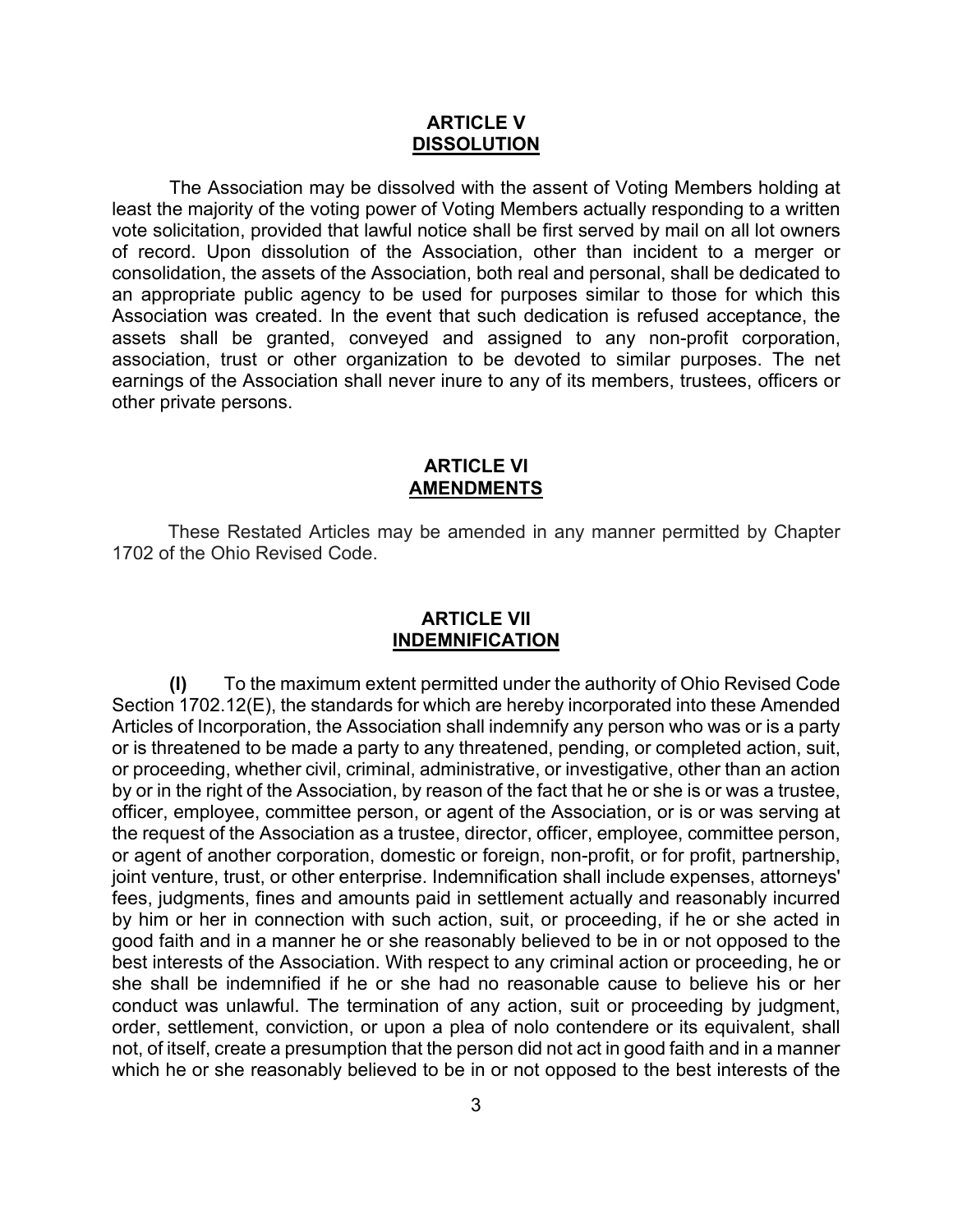## ARTICLE V
## DISSOLUTION

The Association may be dissolved with the assent of Voting Members holding at least the majority of the voting power of Voting Members actually responding to a written vote solicitation, provided that lawful notice shall be first served by mail on all lot owners of record. Upon dissolution of the Association, other than incident to a merger or consolidation, the assets of the Association, both real and personal, shall be dedicated to an appropriate public agency to be used for purposes similar to those for which this Association was created. In the event that such dedication is refused acceptance, the assets shall be granted, conveyed and assigned to any non-profit corporation, association, trust or other organization to be devoted to similar purposes. The net earnings of the Association shall never inure to any of its members, trustees, officers or other private persons.

## ARTICLE VI
## AMENDMENTS

These Restated Articles may be amended in any manner permitted by Chapter 1702 of the Ohio Revised Code.

## ARTICLE VII
## INDEMNIFICATION

**(I)** To the maximum extent permitted under the authority of Ohio Revised Code Section 1702.12(E), the standards for which are hereby incorporated into these Amended Articles of Incorporation, the Association shall indemnify any person who was or is a party or is threatened to be made a party to any threatened, pending, or completed action, suit, or proceeding, whether civil, criminal, administrative, or investigative, other than an action by or in the right of the Association, by reason of the fact that he or she is or was a trustee, officer, employee, committee person, or agent of the Association, or is or was serving at the request of the Association as a trustee, director, officer, employee, committee person, or agent of another corporation, domestic or foreign, non-profit, or for profit, partnership, joint venture, trust, or other enterprise. Indemnification shall include expenses, attorneys' fees, judgments, fines and amounts paid in settlement actually and reasonably incurred by him or her in connection with such action, suit, or proceeding, if he or she acted in good faith and in a manner he or she reasonably believed to be in or not opposed to the best interests of the Association. With respect to any criminal action or proceeding, he or she shall be indemnified if he or she had no reasonable cause to believe his or her conduct was unlawful. The termination of any action, suit or proceeding by judgment, order, settlement, conviction, or upon a plea of nolo contendere or its equivalent, shall not, of itself, create a presumption that the person did not act in good faith and in a manner which he or she reasonably believed to be in or not opposed to the best interests of the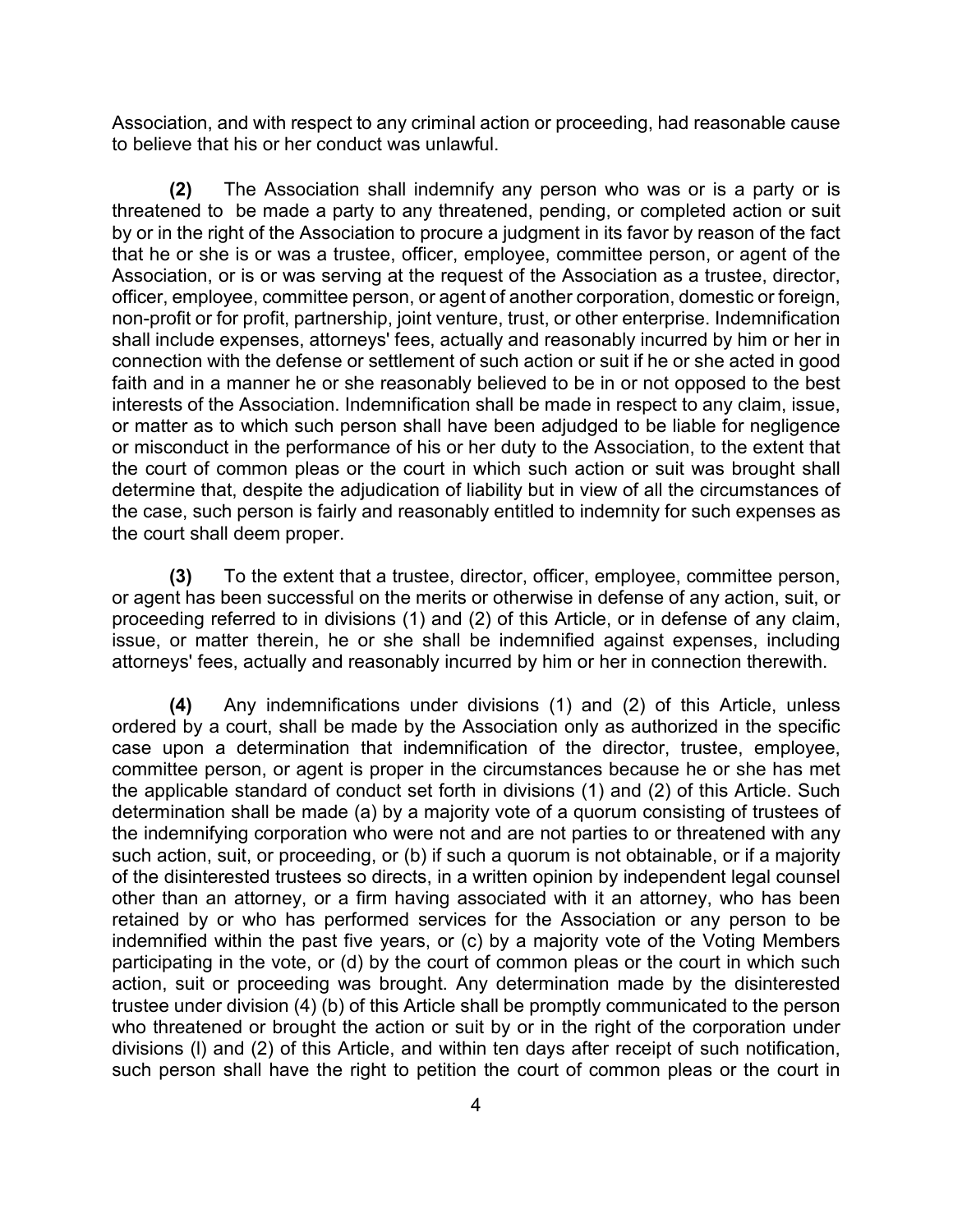Association, and with respect to any criminal action or proceeding, had reasonable cause to believe that his or her conduct was unlawful.

**(2)** The Association shall indemnify any person who was or is a party or is threatened to be made a party to any threatened, pending, or completed action or suit by or in the right of the Association to procure a judgment in its favor by reason of the fact that he or she is or was a trustee, officer, employee, committee person, or agent of the Association, or is or was serving at the request of the Association as a trustee, director, officer, employee, committee person, or agent of another corporation, domestic or foreign, non-profit or for profit, partnership, joint venture, trust, or other enterprise. Indemnification shall include expenses, attorneys' fees, actually and reasonably incurred by him or her in connection with the defense or settlement of such action or suit if he or she acted in good faith and in a manner he or she reasonably believed to be in or not opposed to the best interests of the Association. Indemnification shall be made in respect to any claim, issue, or matter as to which such person shall have been adjudged to be liable for negligence or misconduct in the performance of his or her duty to the Association, to the extent that the court of common pleas or the court in which such action or suit was brought shall determine that, despite the adjudication of liability but in view of all the circumstances of the case, such person is fairly and reasonably entitled to indemnity for such expenses as the court shall deem proper.

**(3)** To the extent that a trustee, director, officer, employee, committee person, or agent has been successful on the merits or otherwise in defense of any action, suit, or proceeding referred to in divisions (1) and (2) of this Article, or in defense of any claim, issue, or matter therein, he or she shall be indemnified against expenses, including attorneys' fees, actually and reasonably incurred by him or her in connection therewith.

**(4)** Any indemnifications under divisions (1) and (2) of this Article, unless ordered by a court, shall be made by the Association only as authorized in the specific case upon a determination that indemnification of the director, trustee, employee, committee person, or agent is proper in the circumstances because he or she has met the applicable standard of conduct set forth in divisions (1) and (2) of this Article. Such determination shall be made (a) by a majority vote of a quorum consisting of trustees of the indemnifying corporation who were not and are not parties to or threatened with any such action, suit, or proceeding, or (b) if such a quorum is not obtainable, or if a majority of the disinterested trustees so directs, in a written opinion by independent legal counsel other than an attorney, or a firm having associated with it an attorney, who has been retained by or who has performed services for the Association or any person to be indemnified within the past five years, or (c) by a majority vote of the Voting Members participating in the vote, or (d) by the court of common pleas or the court in which such action, suit or proceeding was brought. Any determination made by the disinterested trustee under division (4) (b) of this Article shall be promptly communicated to the person who threatened or brought the action or suit by or in the right of the corporation under divisions (l) and (2) of this Article, and within ten days after receipt of such notification, such person shall have the right to petition the court of common pleas or the court in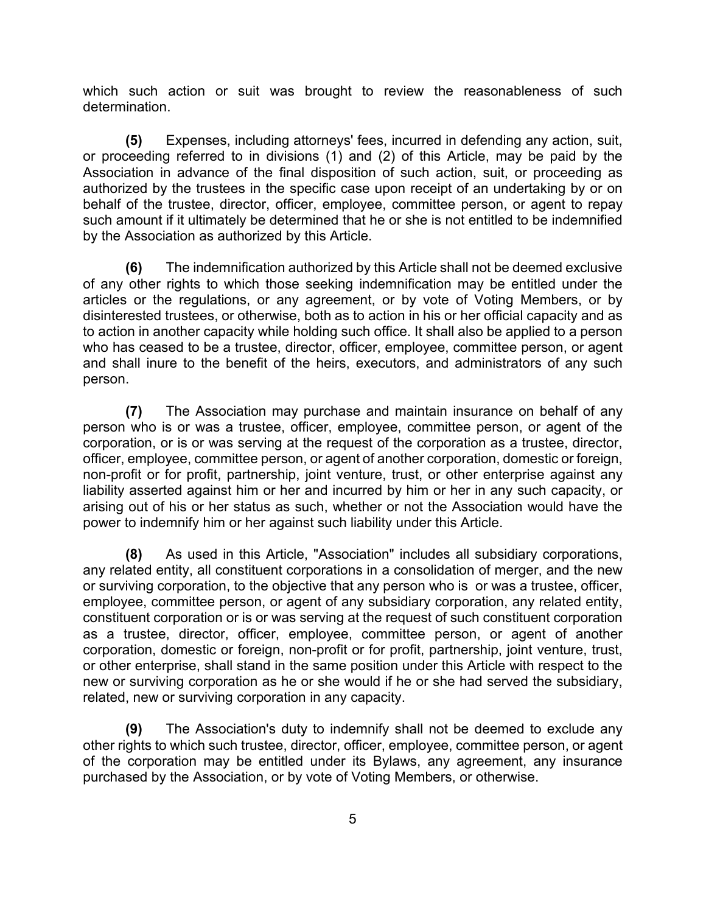which such action or suit was brought to review the reasonableness of such determination.

**(5)** Expenses, including attorneys' fees, incurred in defending any action, suit, or proceeding referred to in divisions (1) and (2) of this Article, may be paid by the Association in advance of the final disposition of such action, suit, or proceeding as authorized by the trustees in the specific case upon receipt of an undertaking by or on behalf of the trustee, director, officer, employee, committee person, or agent to repay such amount if it ultimately be determined that he or she is not entitled to be indemnified by the Association as authorized by this Article.

**(6)** The indemnification authorized by this Article shall not be deemed exclusive of any other rights to which those seeking indemnification may be entitled under the articles or the regulations, or any agreement, or by vote of Voting Members, or by disinterested trustees, or otherwise, both as to action in his or her official capacity and as to action in another capacity while holding such office. It shall also be applied to a person who has ceased to be a trustee, director, officer, employee, committee person, or agent and shall inure to the benefit of the heirs, executors, and administrators of any such person.

**(7)** The Association may purchase and maintain insurance on behalf of any person who is or was a trustee, officer, employee, committee person, or agent of the corporation, or is or was serving at the request of the corporation as a trustee, director, officer, employee, committee person, or agent of another corporation, domestic or foreign, non-profit or for profit, partnership, joint venture, trust, or other enterprise against any liability asserted against him or her and incurred by him or her in any such capacity, or arising out of his or her status as such, whether or not the Association would have the power to indemnify him or her against such liability under this Article.

**(8)** As used in this Article, "Association" includes all subsidiary corporations, any related entity, all constituent corporations in a consolidation of merger, and the new or surviving corporation, to the objective that any person who is or was a trustee, officer, employee, committee person, or agent of any subsidiary corporation, any related entity, constituent corporation or is or was serving at the request of such constituent corporation as a trustee, director, officer, employee, committee person, or agent of another corporation, domestic or foreign, non-profit or for profit, partnership, joint venture, trust, or other enterprise, shall stand in the same position under this Article with respect to the new or surviving corporation as he or she would if he or she had served the subsidiary, related, new or surviving corporation in any capacity.

**(9)** The Association's duty to indemnify shall not be deemed to exclude any other rights to which such trustee, director, officer, employee, committee person, or agent of the corporation may be entitled under its Bylaws, any agreement, any insurance purchased by the Association, or by vote of Voting Members, or otherwise.